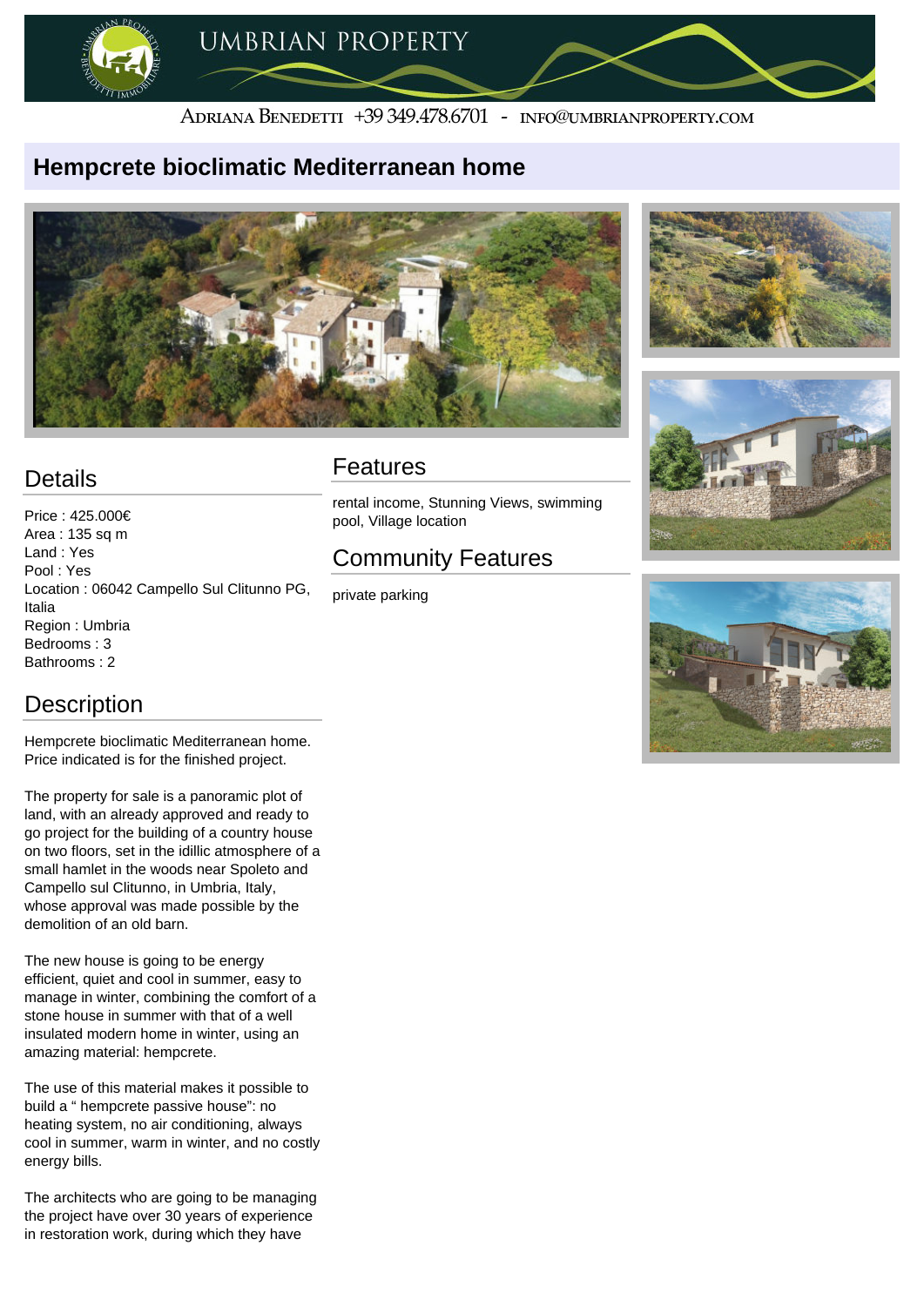UMBRIAN PROPERTY

Adriana Benedetti +39 349.478.6701 - info@umbrianproperty.com

# Hempcrete bioclimatic Mediterranean home

## Details

Price : 425.000€
Area : 135 sq m
Land : Yes
Pool : Yes
Location : 06042 Campello Sul Clitunno PG, Italia
Region : Umbria
Bedrooms : 3
Bathrooms : 2

## Description

Hempcrete bioclimatic Mediterranean home. Price indicated is for the finished project.

The property for sale is a panoramic plot of land, with an already approved and ready to go project for the building of a country house on two floors, set in the idillic atmosphere of a small hamlet in the woods near Spoleto and Campello sul Clitunno, in Umbria, Italy, whose approval was made possible by the demolition of an old barn.

The new house is going to be energy efficient, quiet and cool in summer, easy to manage in winter, combining the comfort of a stone house in summer with that of a well insulated modern home in winter, using an amazing material: hempcrete.

The use of this material makes it possible to build a " hempcrete passive house": no heating system, no air conditioning, always cool in summer, warm in winter, and no costly energy bills.

The architects who are going to be managing the project have over 30 years of experience in restoration work, during which they have

## Features

rental income, Stunning Views, swimming pool, Village location

## Community Features

private parking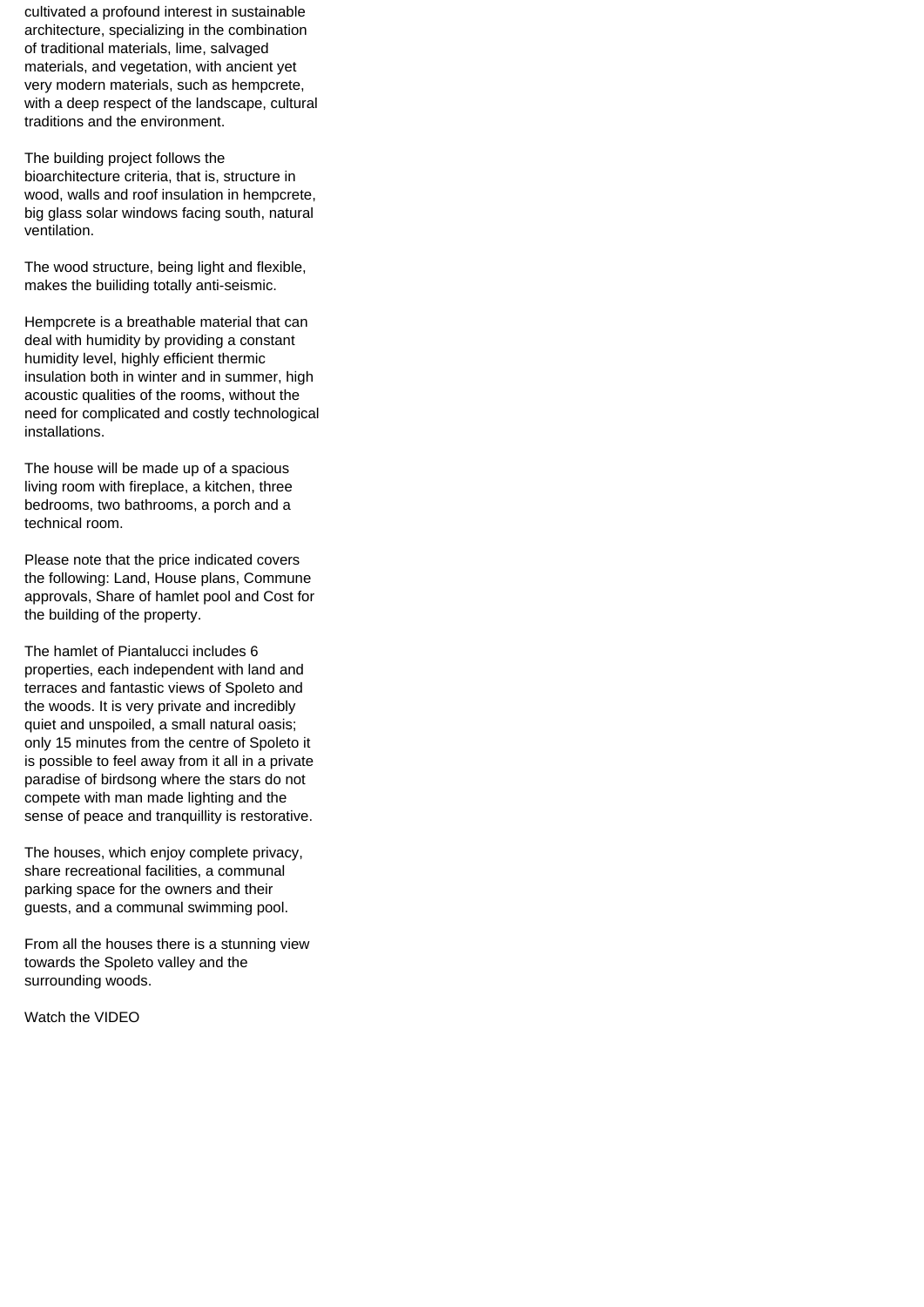cultivated a profound interest in sustainable architecture, specializing in the combination of traditional materials, lime, salvaged materials, and vegetation, with ancient yet very modern materials, such as hempcrete, with a deep respect of the landscape, cultural traditions and the environment.

The building project follows the bioarchitecture criteria, that is, structure in wood, walls and roof insulation in hempcrete, big glass solar windows facing south, natural ventilation.

The wood structure, being light and flexible, makes the builiding totally anti-seismic.

Hempcrete is a breathable material that can deal with humidity by providing a constant humidity level, highly efficient thermic insulation both in winter and in summer, high acoustic qualities of the rooms, without the need for complicated and costly technological installations.

The house will be made up of a spacious living room with fireplace, a kitchen, three bedrooms, two bathrooms, a porch and a technical room.

Please note that the price indicated covers the following: Land, House plans, Commune approvals, Share of hamlet pool and Cost for the building of the property.

The hamlet of Piantalucci includes 6 properties, each independent with land and terraces and fantastic views of Spoleto and the woods. It is very private and incredibly quiet and unspoiled, a small natural oasis; only 15 minutes from the centre of Spoleto it is possible to feel away from it all in a private paradise of birdsong where the stars do not compete with man made lighting and the sense of peace and tranquillity is restorative.

The houses, which enjoy complete privacy, share recreational facilities, a communal parking space for the owners and their guests, and a communal swimming pool.

From all the houses there is a stunning view towards the Spoleto valley and the surrounding woods.

Watch the VIDEO